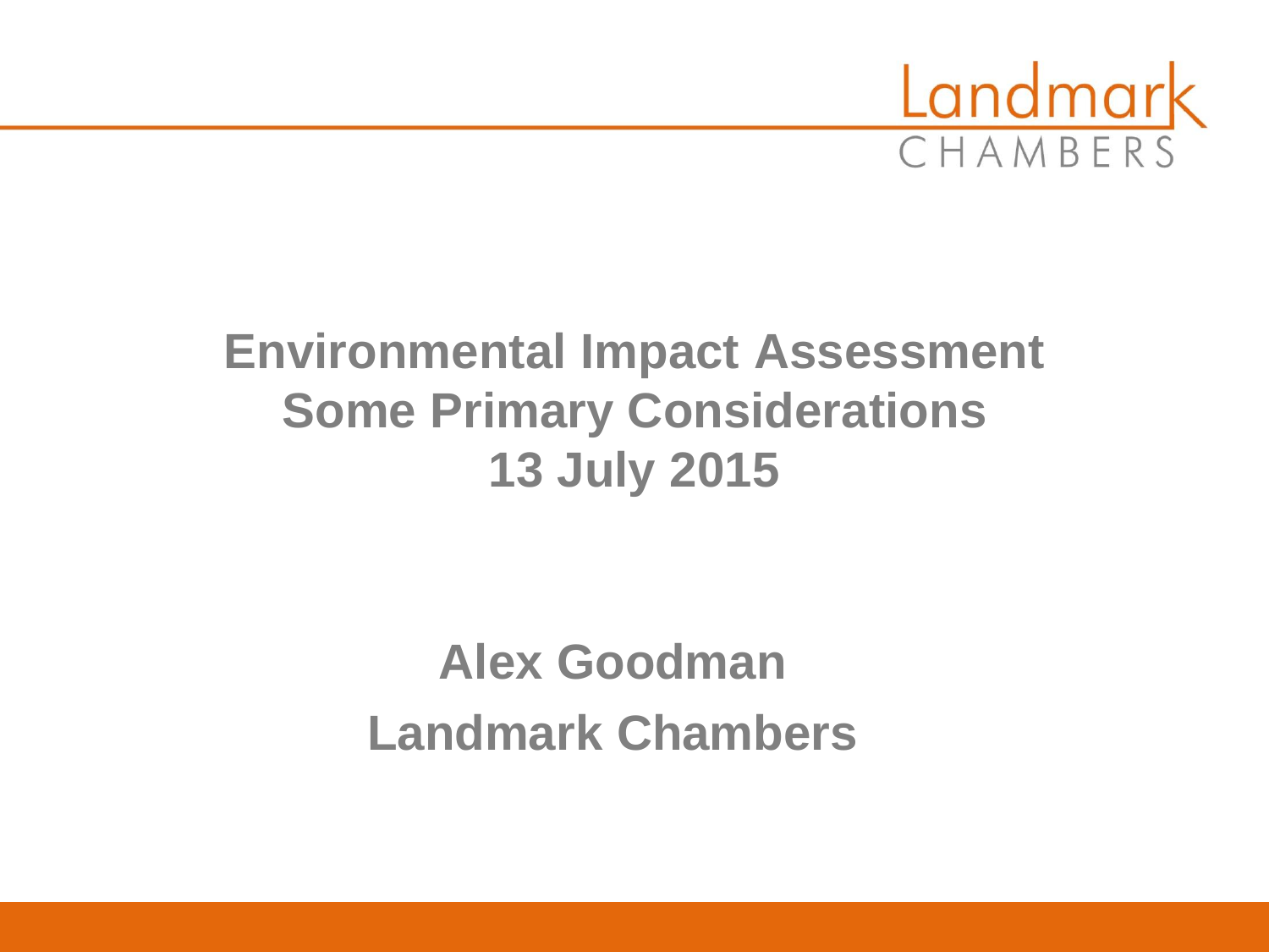Landmark CHAMBERS

# Environmental Impact Assessment
# Some Primary Considerations
# 13 July 2015

**Alex Goodman**

**Landmark Chambers**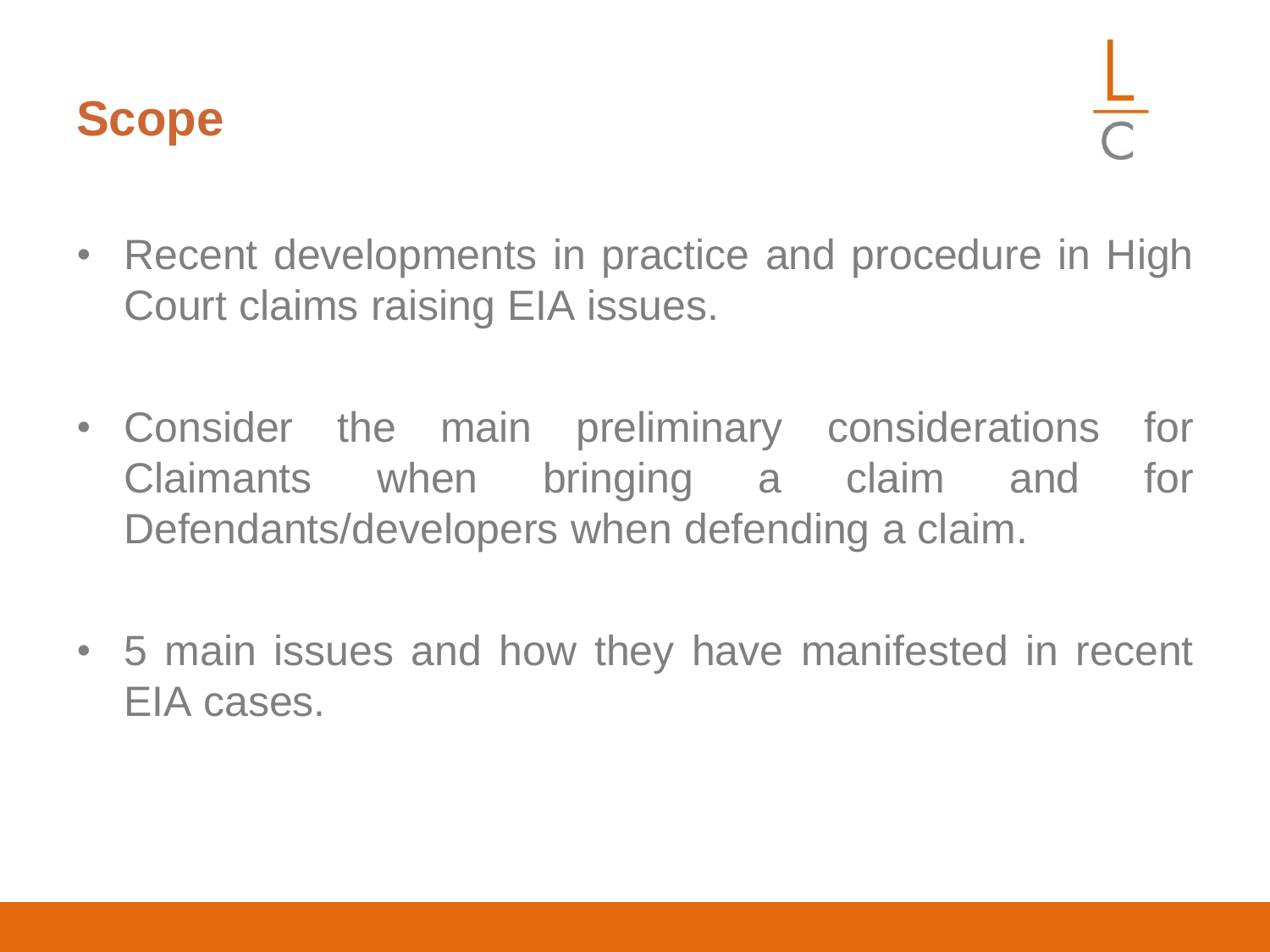# Scope

- Recent developments in practice and procedure in High Court claims raising EIA issues.
- Consider the main preliminary considerations for Claimants when bringing a claim and for Defendants/developers when defending a claim.
- 5 main issues and how they have manifested in recent EIA cases.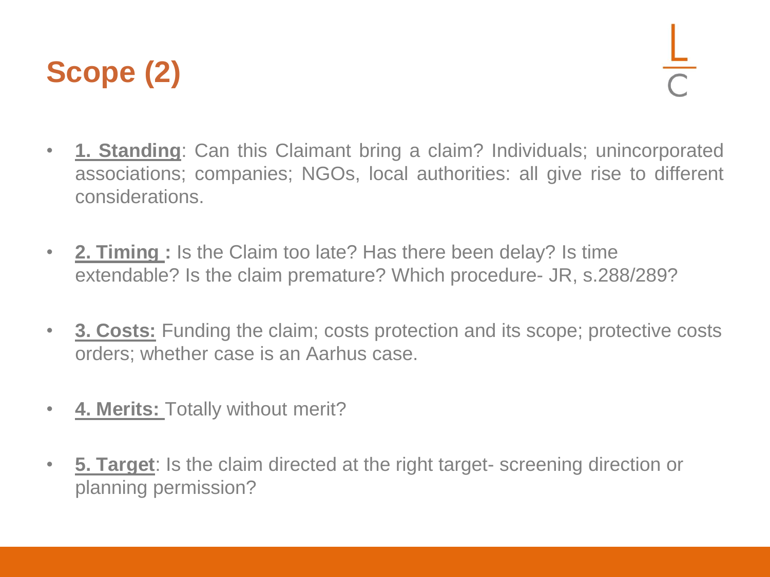# Scope (2)

- **1. Standing**: Can this Claimant bring a claim? Individuals; unincorporated associations; companies; NGOs, local authorities: all give rise to different considerations.

- **2. Timing :** Is the Claim too late? Has there been delay? Is time extendable? Is the claim premature? Which procedure- JR, s.288/289?

- **3. Costs:** Funding the claim; costs protection and its scope; protective costs orders; whether case is an Aarhus case.

- **4. Merits:** Totally without merit?

- **5. Target**: Is the claim directed at the right target- screening direction or planning permission?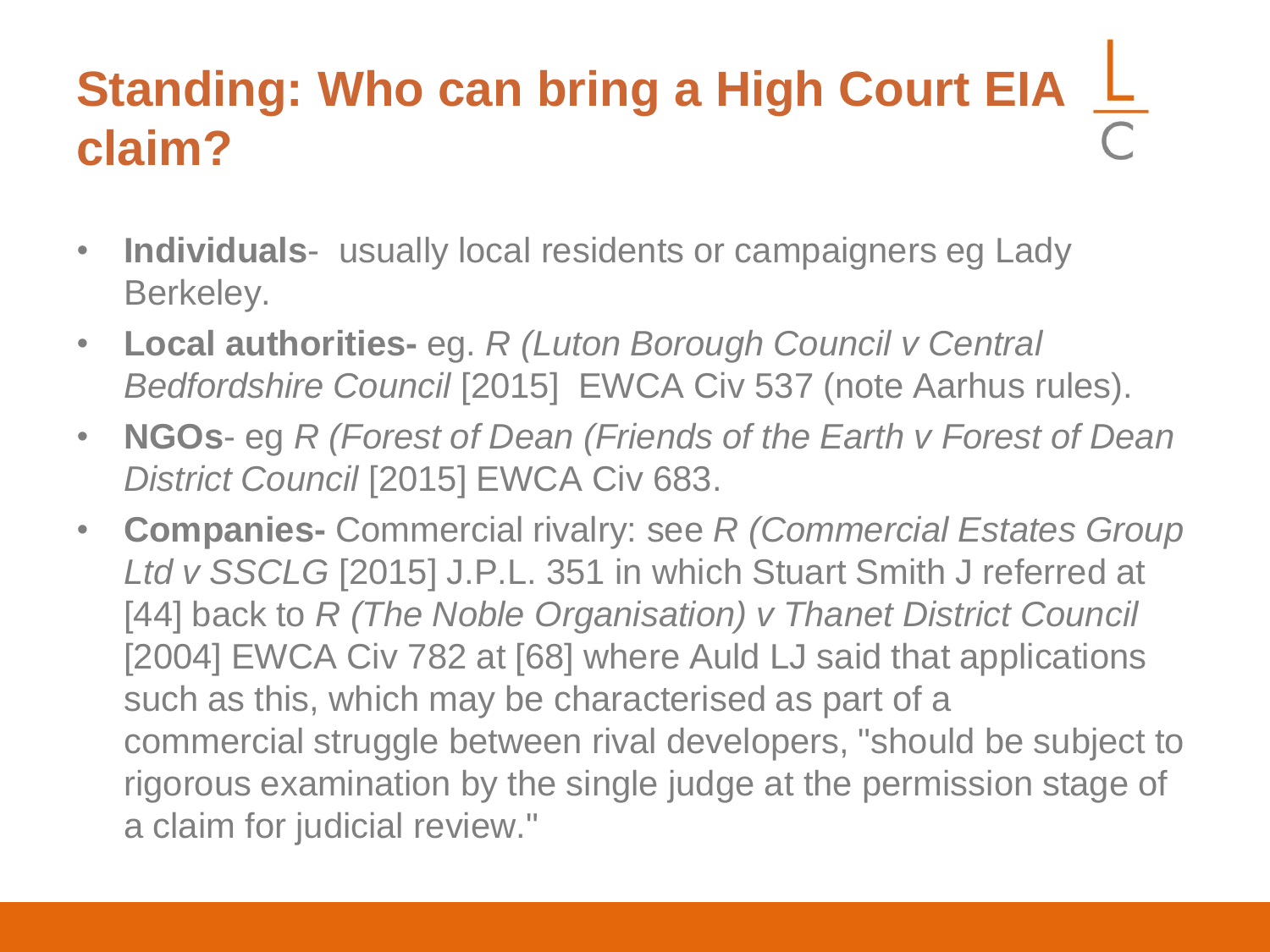# Standing: Who can bring a High Court EIA claim?

- **Individuals**- usually local residents or campaigners eg Lady Berkeley.
- **Local authorities-** eg. *R (Luton Borough Council v Central Bedfordshire Council* [2015] EWCA Civ 537 (note Aarhus rules).
- **NGOs**- eg *R (Forest of Dean (Friends of the Earth v Forest of Dean District Council* [2015] EWCA Civ 683.
- **Companies-** Commercial rivalry: see *R (Commercial Estates Group Ltd v SSCLG* [2015] J.P.L. 351 in which Stuart Smith J referred at [44] back to *R (The Noble Organisation) v Thanet District Council* [2004] EWCA Civ 782 at [68] where Auld LJ said that applications such as this, which may be characterised as part of a commercial struggle between rival developers, "should be subject to rigorous examination by the single judge at the permission stage of a claim for judicial review."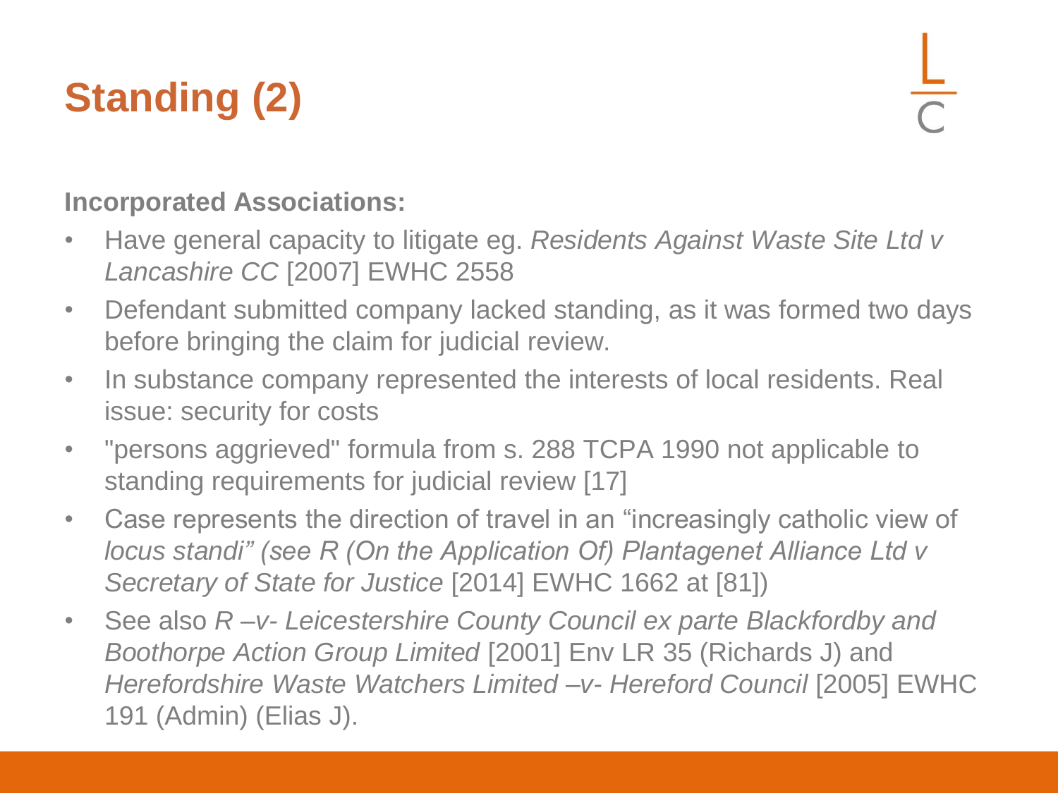# Standing (2)

**Incorporated Associations:**

- Have general capacity to litigate eg. *Residents Against Waste Site Ltd v Lancashire CC* [2007] EWHC 2558
- Defendant submitted company lacked standing, as it was formed two days before bringing the claim for judicial review.
- In substance company represented the interests of local residents. Real issue: security for costs
- "persons aggrieved" formula from s. 288 TCPA 1990 not applicable to standing requirements for judicial review [17]
- Case represents the direction of travel in an "increasingly catholic view of *locus standi" (see R (On the Application Of) Plantagenet Alliance Ltd v Secretary of State for Justice* [2014] EWHC 1662 at [81])
- See also *R –v- Leicestershire County Council ex parte Blackfordby and Boothorpe Action Group Limited* [2001] Env LR 35 (Richards J) and *Herefordshire Waste Watchers Limited –v- Hereford Council* [2005] EWHC 191 (Admin) (Elias J).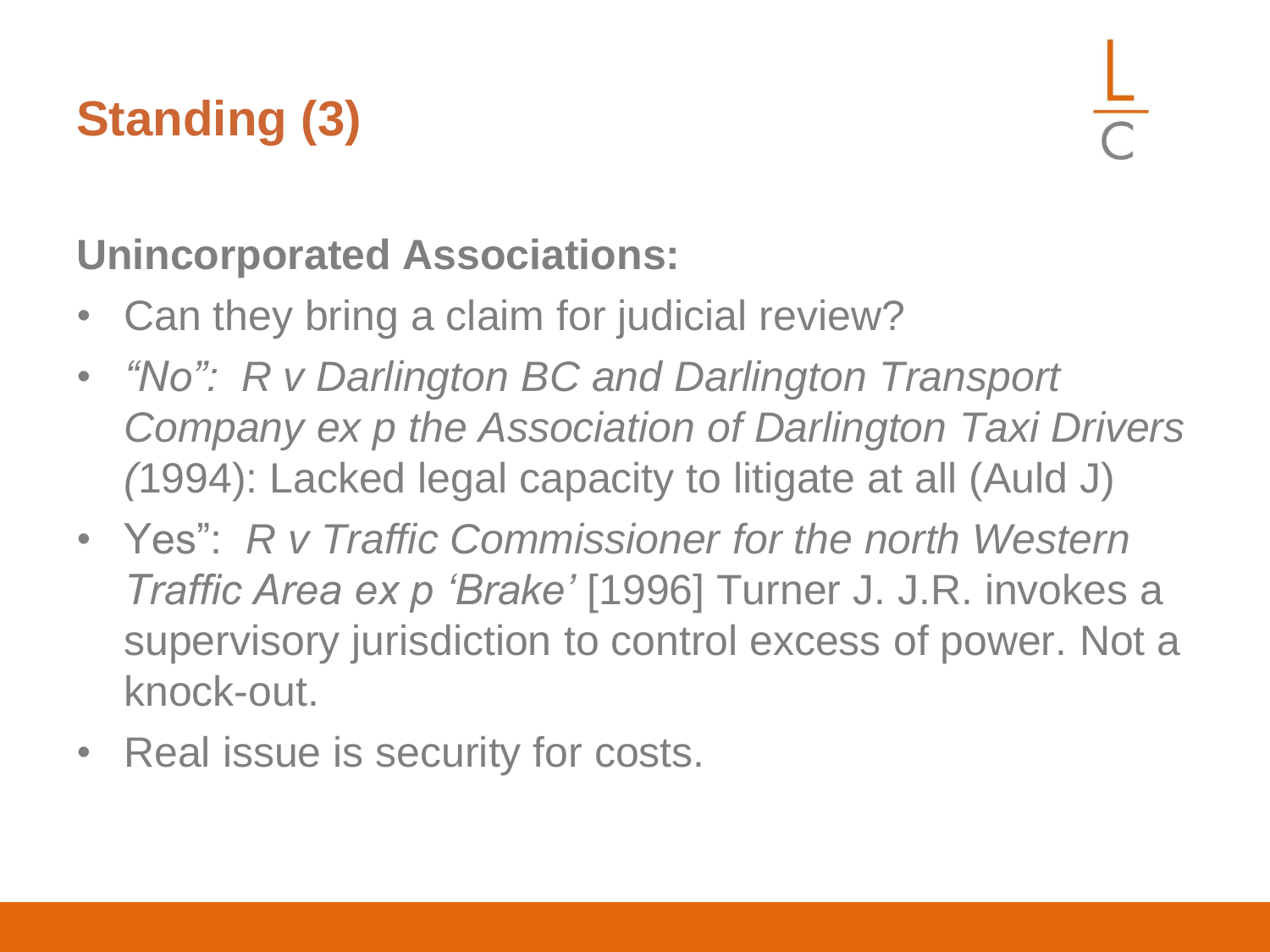# Standing (3)

**Unincorporated Associations:**

- Can they bring a claim for judicial review?
- *"No": R v Darlington BC and Darlington Transport Company ex p the Association of Darlington Taxi Drivers (*1994): Lacked legal capacity to litigate at all (Auld J)
- Yes": *R v Traffic Commissioner for the north Western Traffic Area ex p 'Brake'* [1996] Turner J. J.R. invokes a supervisory jurisdiction to control excess of power. Not a knock-out.
- Real issue is security for costs.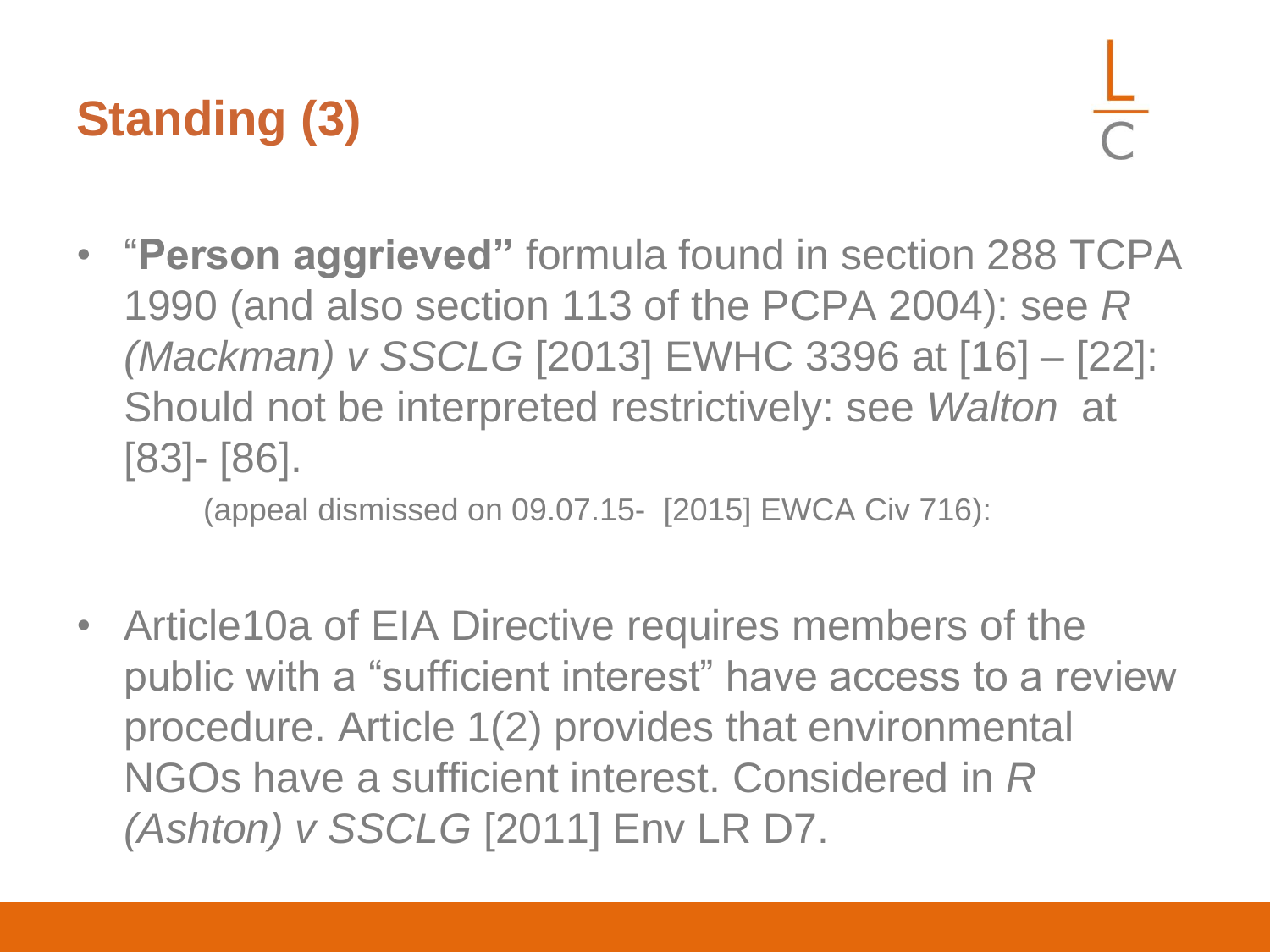# Standing (3)

- "**Person aggrieved"** formula found in section 288 TCPA 1990 (and also section 113 of the PCPA 2004): see *R (Mackman) v SSCLG* [2013] EWHC 3396 at [16] – [22]: Should not be interpreted restrictively: see *Walton* at [83]- [86].

  (appeal dismissed on 09.07.15- [2015] EWCA Civ 716):

- Article10a of EIA Directive requires members of the public with a "sufficient interest" have access to a review procedure. Article 1(2) provides that environmental NGOs have a sufficient interest. Considered in *R (Ashton) v SSCLG* [2011] Env LR D7.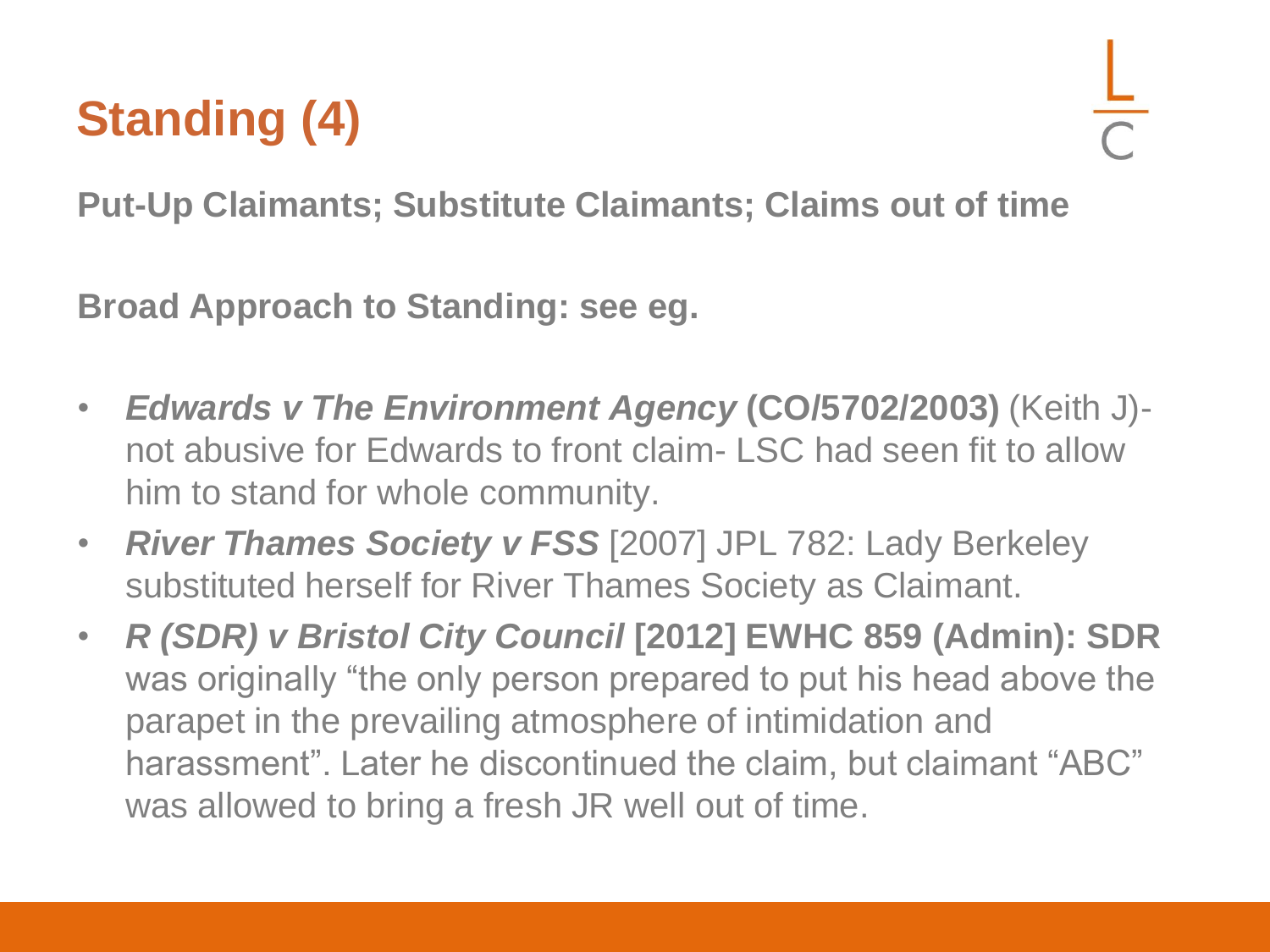# Standing (4)

**Put-Up Claimants; Substitute Claimants; Claims out of time**

**Broad Approach to Standing: see eg.**

- ***Edwards v The Environment Agency* (CO/5702/2003)** (Keith J)- not abusive for Edwards to front claim- LSC had seen fit to allow him to stand for whole community.
- ***River Thames Society v FSS*** [2007] JPL 782: Lady Berkeley substituted herself for River Thames Society as Claimant.
- ***R (SDR) v Bristol City Council* [2012] EWHC 859 (Admin): SDR** was originally "the only person prepared to put his head above the parapet in the prevailing atmosphere of intimidation and harassment". Later he discontinued the claim, but claimant "ABC" was allowed to bring a fresh JR well out of time.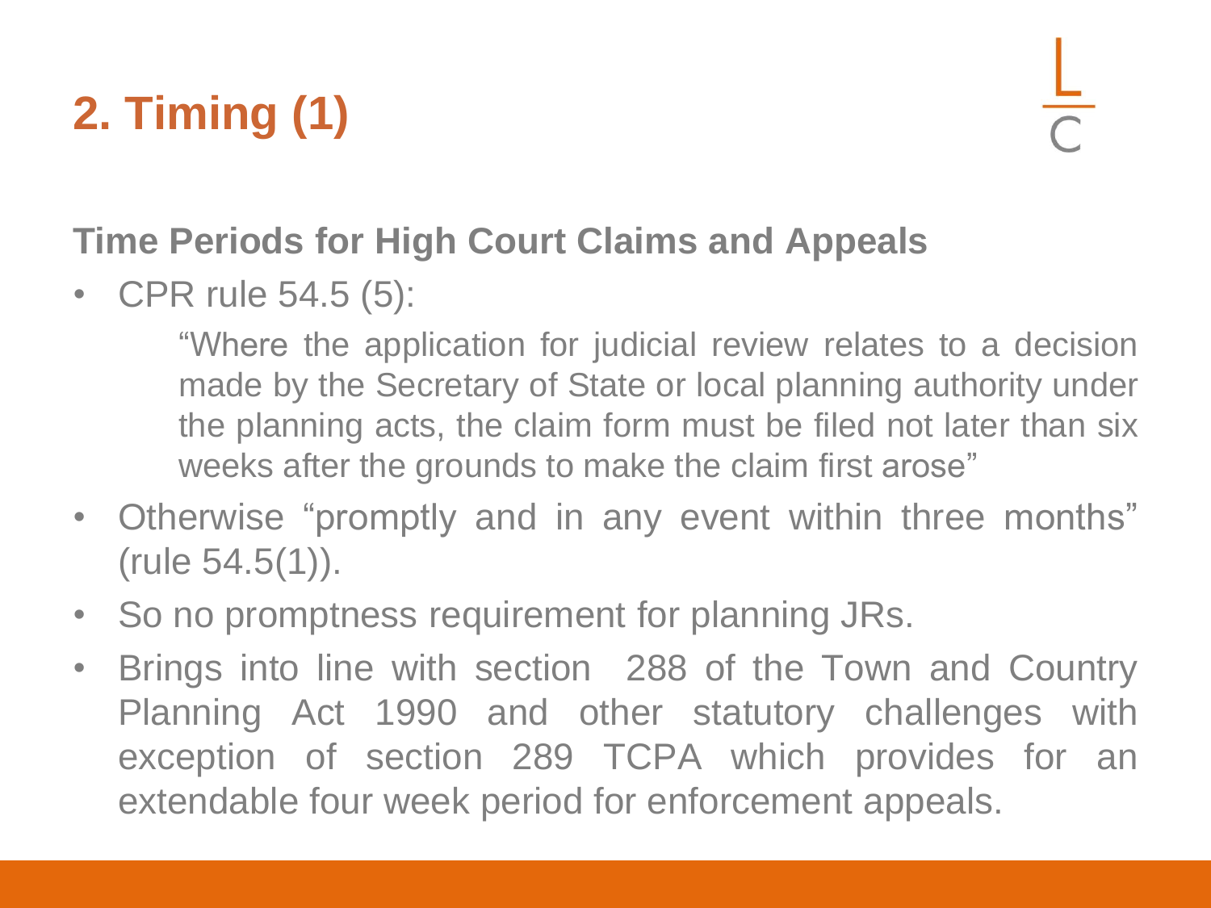# 2. Timing (1)

### Time Periods for High Court Claims and Appeals

- CPR rule 54.5 (5):

  > "Where the application for judicial review relates to a decision made by the Secretary of State or local planning authority under the planning acts, the claim form must be filed not later than six weeks after the grounds to make the claim first arose"

- Otherwise "promptly and in any event within three months" (rule 54.5(1)).
- So no promptness requirement for planning JRs.
- Brings into line with section 288 of the Town and Country Planning Act 1990 and other statutory challenges with exception of section 289 TCPA which provides for an extendable four week period for enforcement appeals.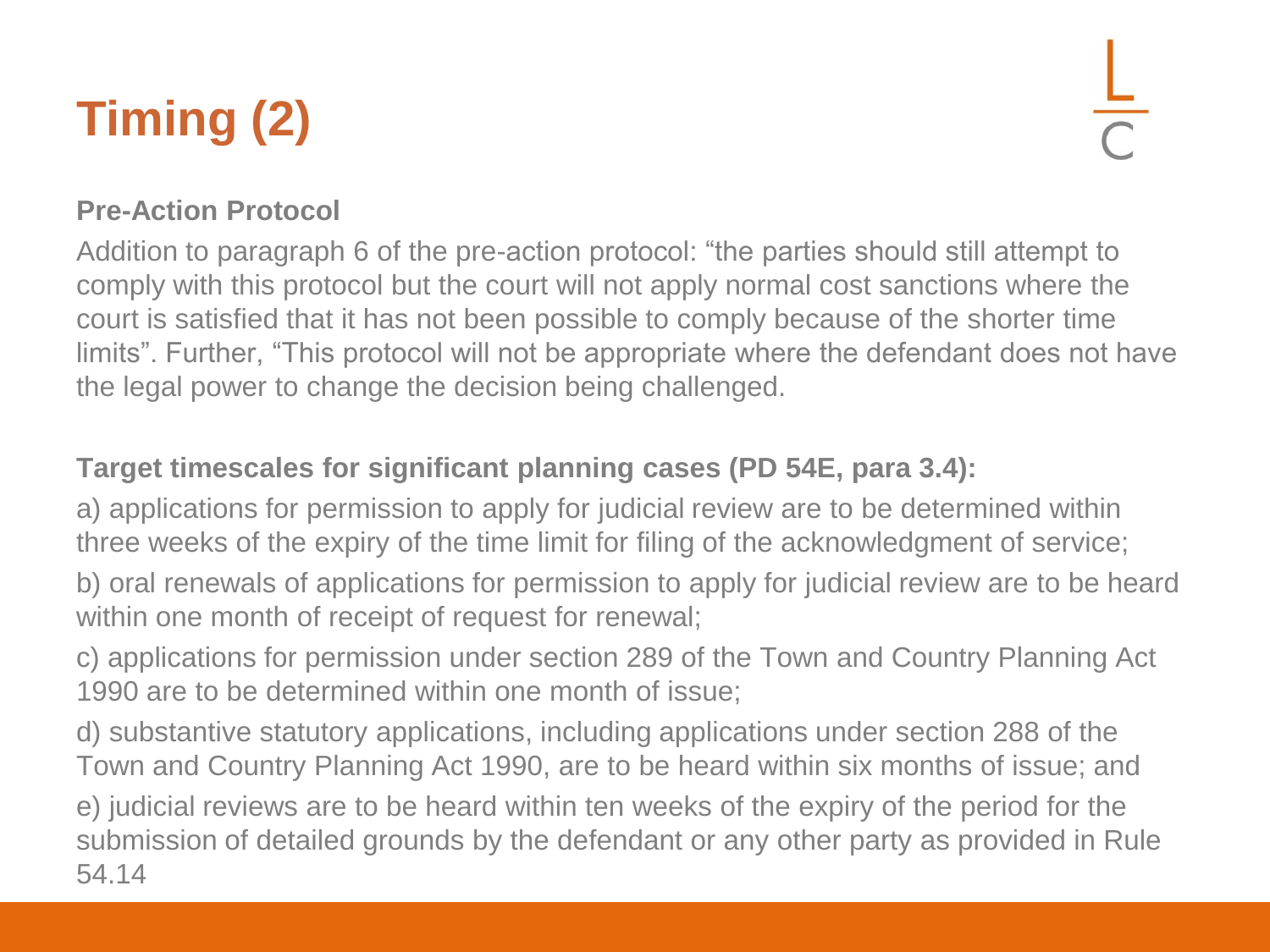# Timing (2)

**Pre-Action Protocol**

Addition to paragraph 6 of the pre-action protocol: “the parties should still attempt to comply with this protocol but the court will not apply normal cost sanctions where the court is satisfied that it has not been possible to comply because of the shorter time limits”. Further, “This protocol will not be appropriate where the defendant does not have the legal power to change the decision being challenged.

**Target timescales for significant planning cases (PD 54E, para 3.4):**

a) applications for permission to apply for judicial review are to be determined within three weeks of the expiry of the time limit for filing of the acknowledgment of service;

b) oral renewals of applications for permission to apply for judicial review are to be heard within one month of receipt of request for renewal;

c) applications for permission under section 289 of the Town and Country Planning Act 1990 are to be determined within one month of issue;

d) substantive statutory applications, including applications under section 288 of the Town and Country Planning Act 1990, are to be heard within six months of issue; and

e) judicial reviews are to be heard within ten weeks of the expiry of the period for the submission of detailed grounds by the defendant or any other party as provided in Rule 54.14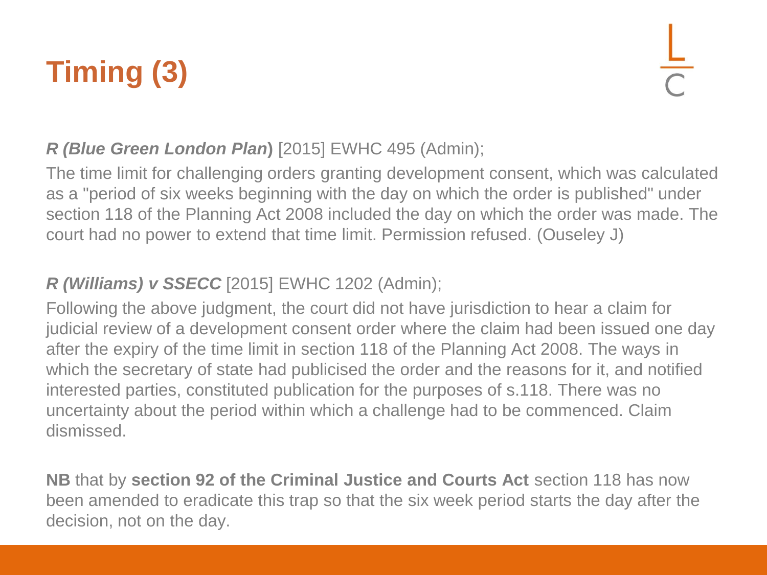# Timing (3)

***R (Blue Green London Plan)*** [2015] EWHC 495 (Admin);

The time limit for challenging orders granting development consent, which was calculated as a "period of six weeks beginning with the day on which the order is published" under section 118 of the Planning Act 2008 included the day on which the order was made. The court had no power to extend that time limit. Permission refused. (Ouseley J)

***R (Williams) v SSECC*** [2015] EWHC 1202 (Admin);

Following the above judgment, the court did not have jurisdiction to hear a claim for judicial review of a development consent order where the claim had been issued one day after the expiry of the time limit in section 118 of the Planning Act 2008. The ways in which the secretary of state had publicised the order and the reasons for it, and notified interested parties, constituted publication for the purposes of s.118. There was no uncertainty about the period within which a challenge had to be commenced. Claim dismissed.

**NB** that by **section 92 of the Criminal Justice and Courts Act** section 118 has now been amended to eradicate this trap so that the six week period starts the day after the decision, not on the day.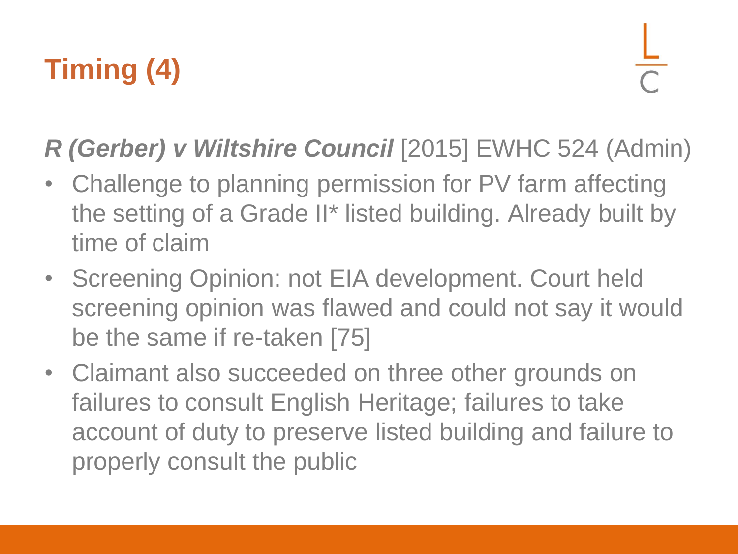# Timing (4)

***R (Gerber) v Wiltshire Council*** [2015] EWHC 524 (Admin)

- Challenge to planning permission for PV farm affecting the setting of a Grade II* listed building. Already built by time of claim
- Screening Opinion: not EIA development. Court held screening opinion was flawed and could not say it would be the same if re-taken [75]
- Claimant also succeeded on three other grounds on failures to consult English Heritage; failures to take account of duty to preserve listed building and failure to properly consult the public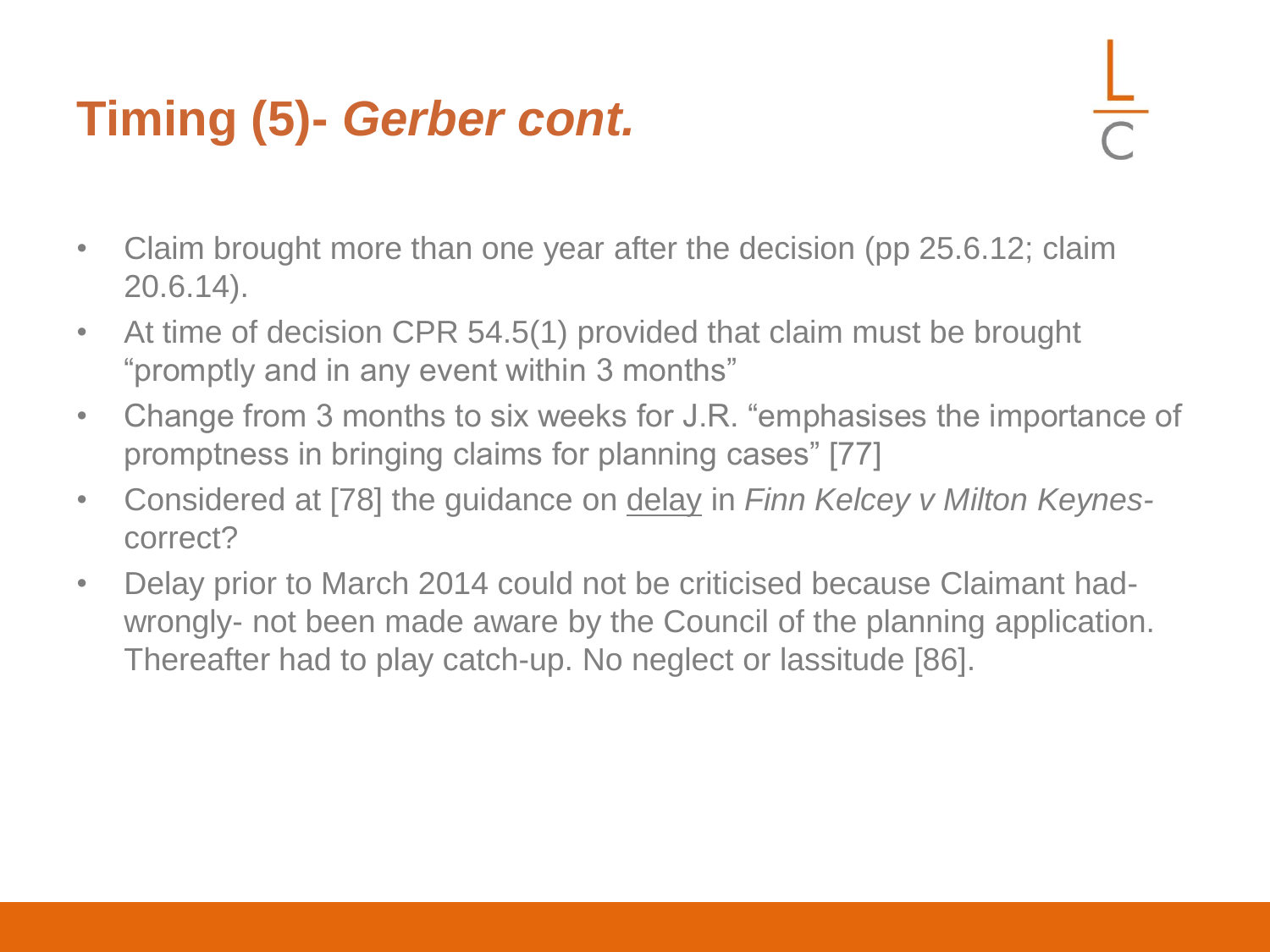# Timing (5)- *Gerber cont.*

- Claim brought more than one year after the decision (pp 25.6.12; claim 20.6.14).
- At time of decision CPR 54.5(1) provided that claim must be brought "promptly and in any event within 3 months"
- Change from 3 months to six weeks for J.R. "emphasises the importance of promptness in bringing claims for planning cases" [77]
- Considered at [78] the guidance on <u>delay</u> in *Finn Kelcey v Milton Keynes*- correct?
- Delay prior to March 2014 could not be criticised because Claimant had- wrongly- not been made aware by the Council of the planning application. Thereafter had to play catch-up. No neglect or lassitude [86].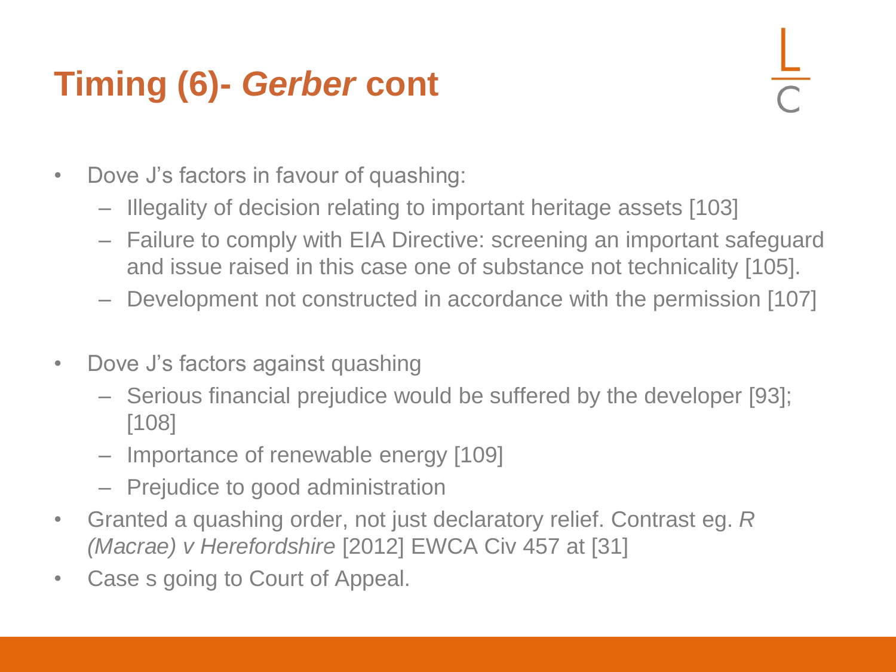# Timing (6)- *Gerber* cont

- Dove J's factors in favour of quashing:
  - Illegality of decision relating to important heritage assets [103]
  - Failure to comply with EIA Directive: screening an important safeguard and issue raised in this case one of substance not technicality [105].
  - Development not constructed in accordance with the permission [107]

- Dove J's factors against quashing
  - Serious financial prejudice would be suffered by the developer [93]; [108]
  - Importance of renewable energy [109]
  - Prejudice to good administration
- Granted a quashing order, not just declaratory relief. Contrast eg. *R (Macrae) v Herefordshire* [2012] EWCA Civ 457 at [31]
- Case s going to Court of Appeal.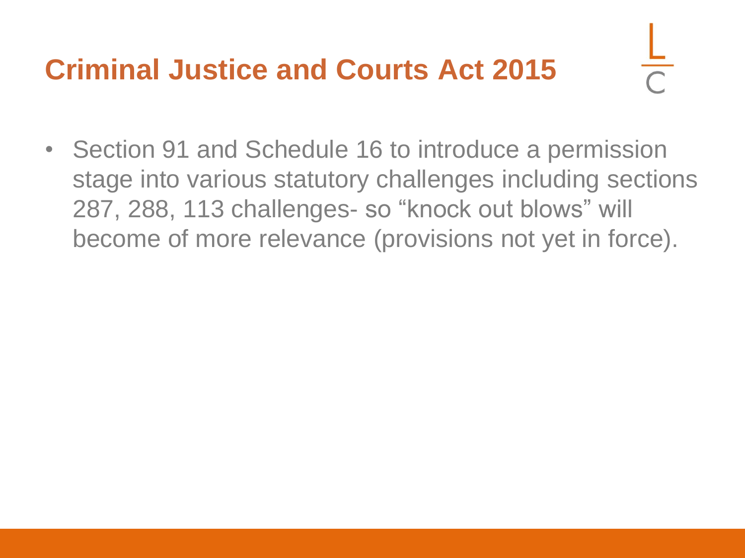# Criminal Justice and Courts Act 2015

- Section 91 and Schedule 16 to introduce a permission stage into various statutory challenges including sections 287, 288, 113 challenges- so “knock out blows” will become of more relevance (provisions not yet in force).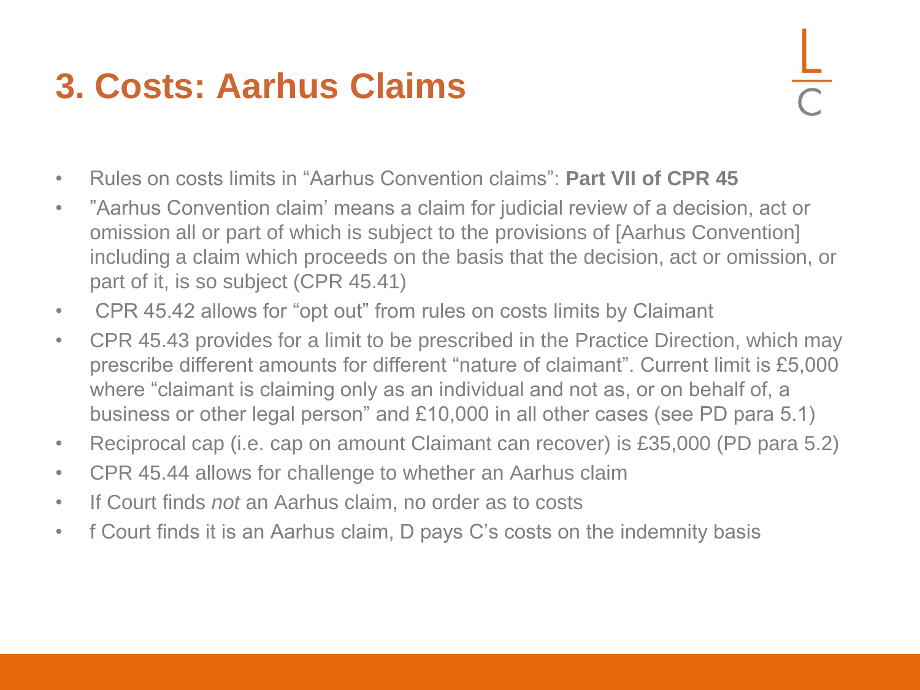# 3. Costs: Aarhus Claims

- Rules on costs limits in “Aarhus Convention claims”: **Part VII of CPR 45**
- ”Aarhus Convention claim’ means a claim for judicial review of a decision, act or omission all or part of which is subject to the provisions of [Aarhus Convention] including a claim which proceeds on the basis that the decision, act or omission, or part of it, is so subject (CPR 45.41)
- CPR 45.42 allows for “opt out” from rules on costs limits by Claimant
- CPR 45.43 provides for a limit to be prescribed in the Practice Direction, which may prescribe different amounts for different “nature of claimant”. Current limit is £5,000 where “claimant is claiming only as an individual and not as, or on behalf of, a business or other legal person” and £10,000 in all other cases (see PD para 5.1)
- Reciprocal cap (i.e. cap on amount Claimant can recover) is £35,000 (PD para 5.2)
- CPR 45.44 allows for challenge to whether an Aarhus claim
- If Court finds *not* an Aarhus claim, no order as to costs
- f Court finds it is an Aarhus claim, D pays C’s costs on the indemnity basis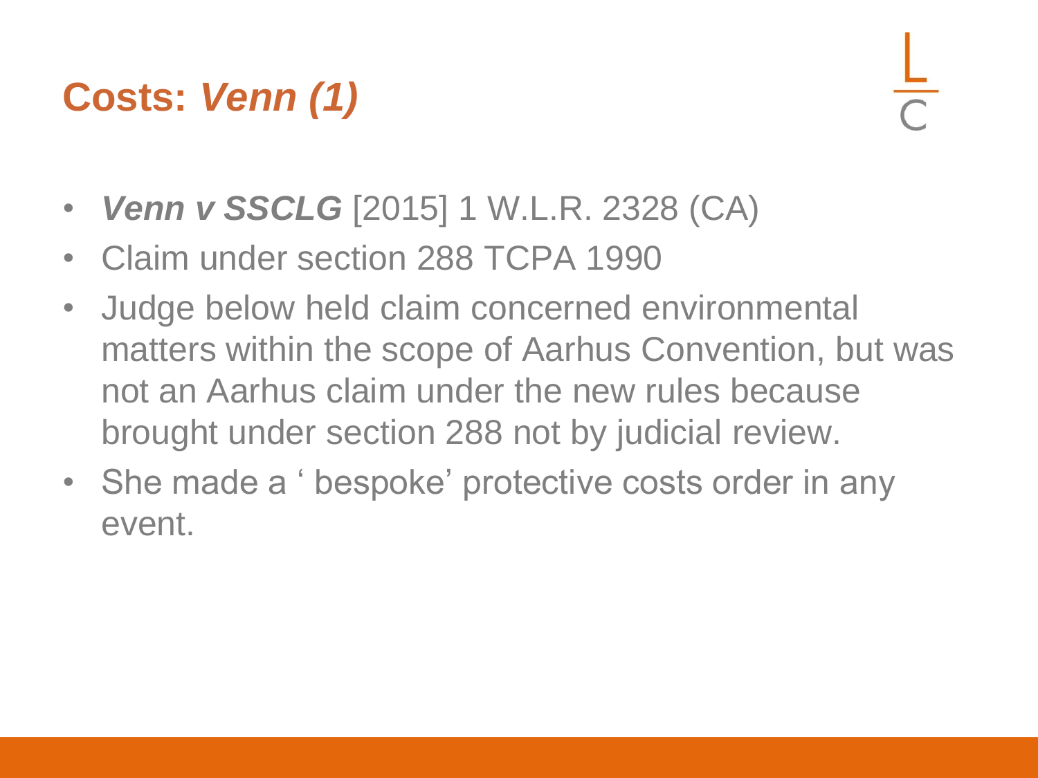# Costs: *Venn (1)*

- ***Venn v SSCLG*** [2015] 1 W.L.R. 2328 (CA)
- Claim under section 288 TCPA 1990
- Judge below held claim concerned environmental matters within the scope of Aarhus Convention, but was not an Aarhus claim under the new rules because brought under section 288 not by judicial review.
- She made a ‘ bespoke’ protective costs order in any event.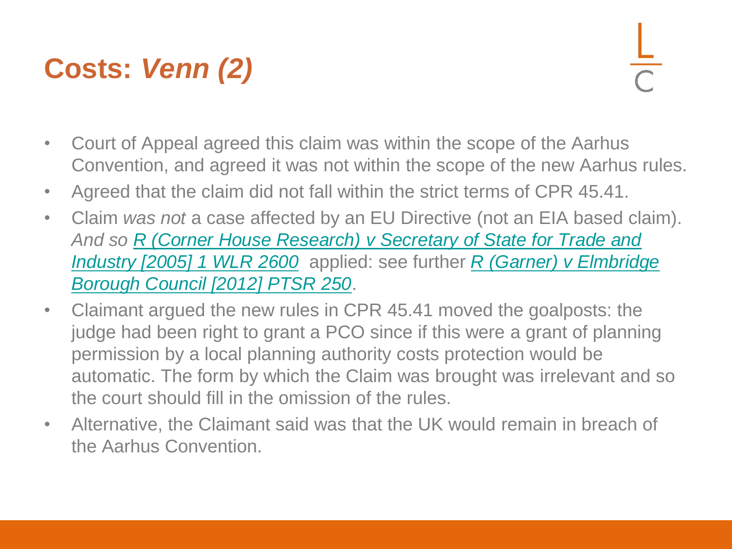# Costs: *Venn (2)*

- Court of Appeal agreed this claim was within the scope of the Aarhus Convention, and agreed it was not within the scope of the new Aarhus rules.
- Agreed that the claim did not fall within the strict terms of CPR 45.41.
- Claim *was not* a case affected by an EU Directive (not an EIA based claim). *And so R (Corner House Research) v Secretary of State for Trade and Industry [2005] 1 WLR 2600* applied: see further *R (Garner) v Elmbridge Borough Council [2012] PTSR 250*.
- Claimant argued the new rules in CPR 45.41 moved the goalposts: the judge had been right to grant a PCO since if this were a grant of planning permission by a local planning authority costs protection would be automatic. The form by which the Claim was brought was irrelevant and so the court should fill in the omission of the rules.
- Alternative, the Claimant said was that the UK would remain in breach of the Aarhus Convention.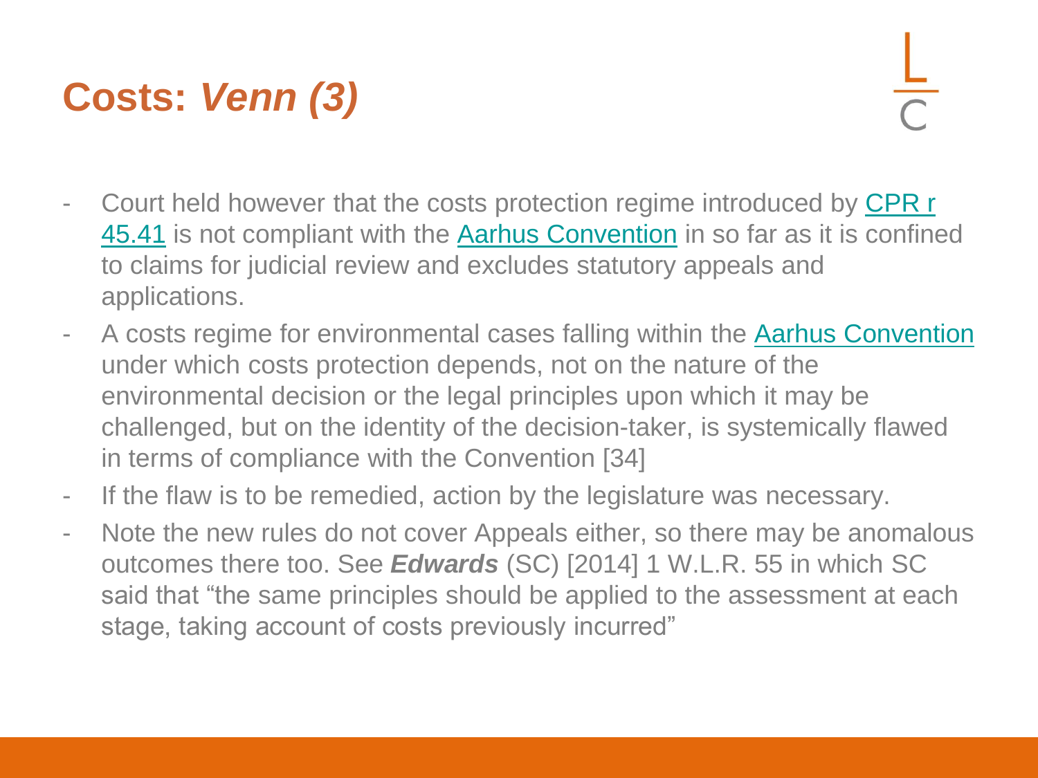# Costs: *Venn (3)*

- Court held however that the costs protection regime introduced by CPR r 45.41 is not compliant with the Aarhus Convention in so far as it is confined to claims for judicial review and excludes statutory appeals and applications.
- A costs regime for environmental cases falling within the Aarhus Convention under which costs protection depends, not on the nature of the environmental decision or the legal principles upon which it may be challenged, but on the identity of the decision-taker, is systemically flawed in terms of compliance with the Convention [34]
- If the flaw is to be remedied, action by the legislature was necessary.
- Note the new rules do not cover Appeals either, so there may be anomalous outcomes there too. See ***Edwards*** (SC) [2014] 1 W.L.R. 55 in which SC said that "the same principles should be applied to the assessment at each stage, taking account of costs previously incurred"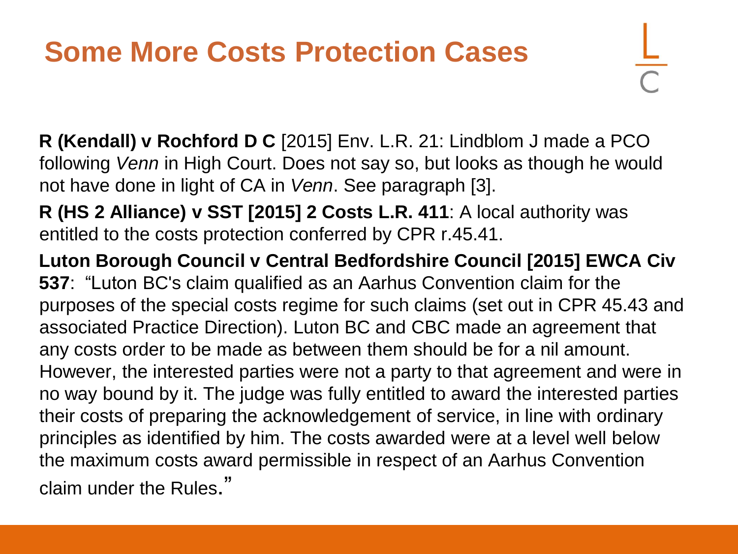# Some More Costs Protection Cases

**R (Kendall) v Rochford D C** [2015] Env. L.R. 21: Lindblom J made a PCO following *Venn* in High Court. Does not say so, but looks as though he would not have done in light of CA in *Venn*. See paragraph [3].

**R (HS 2 Alliance) v SST [2015] 2 Costs L.R. 411**: A local authority was entitled to the costs protection conferred by CPR r.45.41.

**Luton Borough Council v Central Bedfordshire Council [2015] EWCA Civ 537**: "Luton BC's claim qualified as an Aarhus Convention claim for the purposes of the special costs regime for such claims (set out in CPR 45.43 and associated Practice Direction). Luton BC and CBC made an agreement that any costs order to be made as between them should be for a nil amount. However, the interested parties were not a party to that agreement and were in no way bound by it. The judge was fully entitled to award the interested parties their costs of preparing the acknowledgement of service, in line with ordinary principles as identified by him. The costs awarded were at a level well below the maximum costs award permissible in respect of an Aarhus Convention claim under the Rules."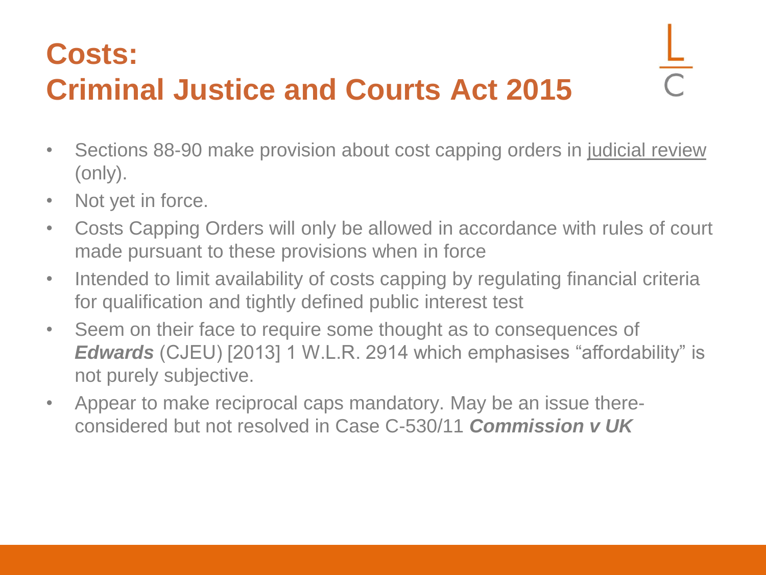# Costs: Criminal Justice and Courts Act 2015

- Sections 88-90 make provision about cost capping orders in judicial review (only).
- Not yet in force.
- Costs Capping Orders will only be allowed in accordance with rules of court made pursuant to these provisions when in force
- Intended to limit availability of costs capping by regulating financial criteria for qualification and tightly defined public interest test
- Seem on their face to require some thought as to consequences of ***Edwards*** (CJEU) [2013] 1 W.L.R. 2914 which emphasises "affordability" is not purely subjective.
- Appear to make reciprocal caps mandatory. May be an issue there- considered but not resolved in Case C-530/11 ***Commission v UK***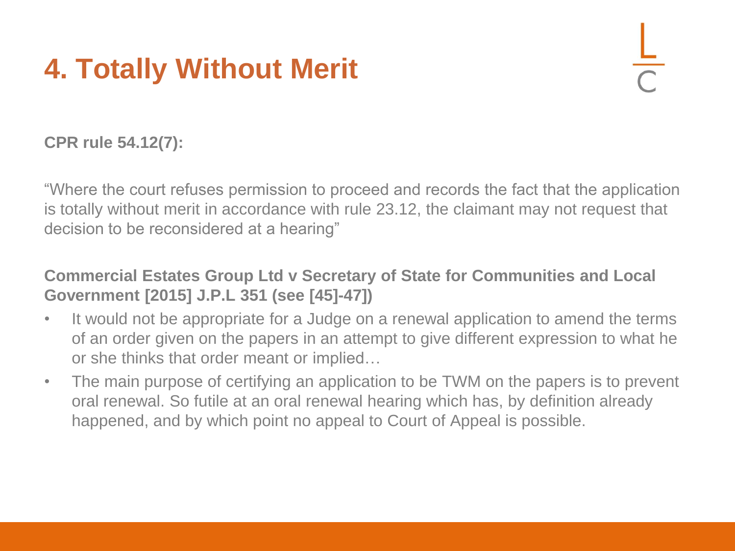# 4. Totally Without Merit

**CPR rule 54.12(7):**

"Where the court refuses permission to proceed and records the fact that the application is totally without merit in accordance with rule 23.12, the claimant may not request that decision to be reconsidered at a hearing"

**Commercial Estates Group Ltd v Secretary of State for Communities and Local Government [2015] J.P.L 351 (see [45]-47])**

- It would not be appropriate for a Judge on a renewal application to amend the terms of an order given on the papers in an attempt to give different expression to what he or she thinks that order meant or implied…
- The main purpose of certifying an application to be TWM on the papers is to prevent oral renewal. So futile at an oral renewal hearing which has, by definition already happened, and by which point no appeal to Court of Appeal is possible.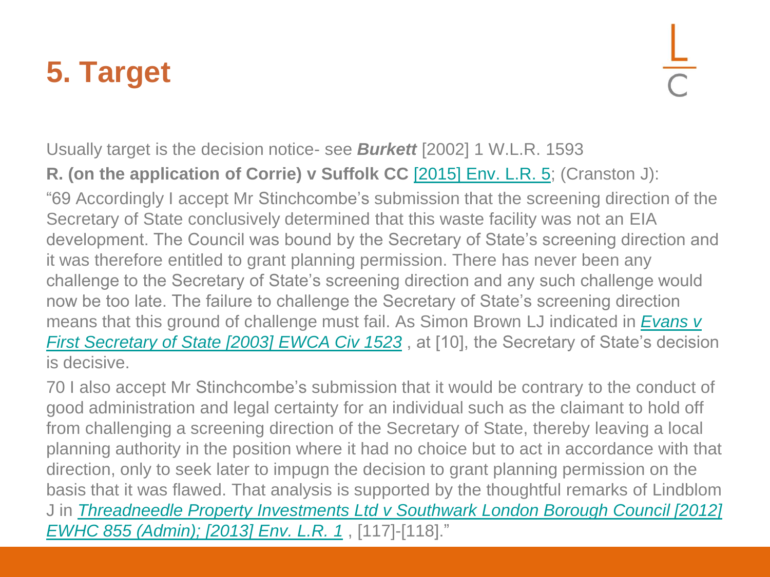# 5. Target

Usually target is the decision notice- see ***Burkett*** [2002] 1 W.L.R. 1593

**R. (on the application of Corrie) v Suffolk CC** [2015] Env. L.R. 5; (Cranston J):

"69 Accordingly I accept Mr Stinchcombe's submission that the screening direction of the Secretary of State conclusively determined that this waste facility was not an EIA development. The Council was bound by the Secretary of State's screening direction and it was therefore entitled to grant planning permission. There has never been any challenge to the Secretary of State's screening direction and any such challenge would now be too late. The failure to challenge the Secretary of State's screening direction means that this ground of challenge must fail. As Simon Brown LJ indicated in *Evans v First Secretary of State [2003] EWCA Civ 1523*, at [10], the Secretary of State's decision is decisive.

70 I also accept Mr Stinchcombe's submission that it would be contrary to the conduct of good administration and legal certainty for an individual such as the claimant to hold off from challenging a screening direction of the Secretary of State, thereby leaving a local planning authority in the position where it had no choice but to act in accordance with that direction, only to seek later to impugn the decision to grant planning permission on the basis that it was flawed. That analysis is supported by the thoughtful remarks of Lindblom J in *Threadneedle Property Investments Ltd v Southwark London Borough Council [2012] EWHC 855 (Admin); [2013] Env. L.R. 1*, [117]-[118]."